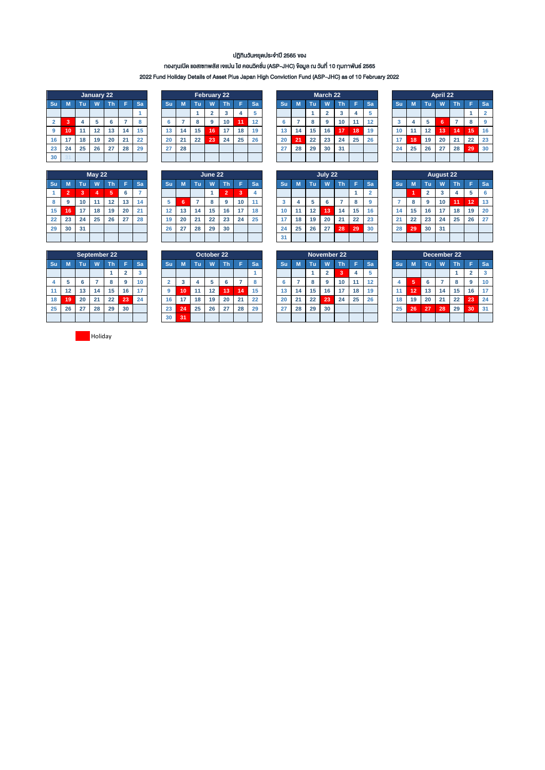ปฏิทินวันหยุดประจำปี 2565 ของ

กองทุนเปิด แอสเซทพลัส เจแปน ไฮ คอนวิคชั่น (ASP-JHC) ข้อมูล ณ วันที่ 10 กุมภาพันธ์ 2565

2022 Fund Holiday Details of Asset Plus Japan High Conviction Fund (ASP-JHC) as of 10 February 2022

**January 22**

| Su | M | Tu | W | Th | F | Sa |
|---|---|---|---|---|---|---|
| | | | | | | 1 |
| 2 | 3 | 4 | 5 | 6 | 7 | 8 |
| 9 | 10 | 11 | 12 | 13 | 14 | 15 |
| 16 | 17 | 18 | 19 | 20 | 21 | 22 |
| 23 | 24 | 25 | 26 | 27 | 28 | 29 |
| 30 | 31 | | | | | |

Holidays: 3, 10

**February 22**

| Su | M | Tu | W | Th | F | Sa |
|---|---|---|---|---|---|---|
| | | 1 | 2 | 3 | 4 | 5 |
| 6 | 7 | 8 | 9 | 10 | 11 | 12 |
| 13 | 14 | 15 | 16 | 17 | 18 | 19 |
| 20 | 21 | 22 | 23 | 24 | 25 | 26 |
| 27 | 28 | | | | | |

Holidays: 11, 16, 23

**March 22**

| Su | M | Tu | W | Th | F | Sa |
|---|---|---|---|---|---|---|
| | | 1 | 2 | 3 | 4 | 5 |
| 6 | 7 | 8 | 9 | 10 | 11 | 12 |
| 13 | 14 | 15 | 16 | 17 | 18 | 19 |
| 20 | 21 | 22 | 23 | 24 | 25 | 26 |
| 27 | 28 | 29 | 30 | 31 | | |

Holidays: 17, 18, 21

**April 22**

| Su | M | Tu | W | Th | F | Sa |
|---|---|---|---|---|---|---|
| | | | | | 1 | 2 |
| 3 | 4 | 5 | 6 | 7 | 8 | 9 |
| 10 | 11 | 12 | 13 | 14 | 15 | 16 |
| 17 | 18 | 19 | 20 | 21 | 22 | 23 |
| 24 | 25 | 26 | 27 | 28 | 29 | 30 |

Holidays: 6, 13, 14, 15, 18, 29

**May 22**

| Su | M | Tu | W | Th | F | Sa |
|---|---|---|---|---|---|---|
| 1 | 2 | 3 | 4 | 5 | 6 | 7 |
| 8 | 9 | 10 | 11 | 12 | 13 | 14 |
| 15 | 16 | 17 | 18 | 19 | 20 | 21 |
| 22 | 23 | 24 | 25 | 26 | 27 | 28 |
| 29 | 30 | 31 | | | | |

Holidays: 2, 3, 4, 5, 16

**June 22**

| Su | M | Tu | W | Th | F | Sa |
|---|---|---|---|---|---|---|
| | | | 1 | 2 | 3 | 4 |
| 5 | 6 | 7 | 8 | 9 | 10 | 11 |
| 12 | 13 | 14 | 15 | 16 | 17 | 18 |
| 19 | 20 | 21 | 22 | 23 | 24 | 25 |
| 26 | 27 | 28 | 29 | 30 | | |

Holidays: 2, 3, 6

**July 22**

| Su | M | Tu | W | Th | F | Sa |
|---|---|---|---|---|---|---|
| | | | | | 1 | 2 |
| 3 | 4 | 5 | 6 | 7 | 8 | 9 |
| 10 | 11 | 12 | 13 | 14 | 15 | 16 |
| 17 | 18 | 19 | 20 | 21 | 22 | 23 |
| 24 | 25 | 26 | 27 | 28 | 29 | 30 |
| 31 | | | | | | |

Holidays: 13, 28, 29

**August 22**

| Su | M | Tu | W | Th | F | Sa |
|---|---|---|---|---|---|---|
| | 1 | 2 | 3 | 4 | 5 | 6 |
| 7 | 8 | 9 | 10 | 11 | 12 | 13 |
| 14 | 15 | 16 | 17 | 18 | 19 | 20 |
| 21 | 22 | 23 | 24 | 25 | 26 | 27 |
| 28 | 29 | 30 | 31 | | | |

Holidays: 1, 11, 12, 29

**September 22**

| Su | M | Tu | W | Th | F | Sa |
|---|---|---|---|---|---|---|
| | | | | 1 | 2 | 3 |
| 4 | 5 | 6 | 7 | 8 | 9 | 10 |
| 11 | 12 | 13 | 14 | 15 | 16 | 17 |
| 18 | 19 | 20 | 21 | 22 | 23 | 24 |
| 25 | 26 | 27 | 28 | 29 | 30 | |

Holidays: 19, 23

**October 22**

| Su | M | Tu | W | Th | F | Sa |
|---|---|---|---|---|---|---|
| | | | | | | 1 |
| 2 | 3 | 4 | 5 | 6 | 7 | 8 |
| 9 | 10 | 11 | 12 | 13 | 14 | 15 |
| 16 | 17 | 18 | 19 | 20 | 21 | 22 |
| 23 | 24 | 25 | 26 | 27 | 28 | 29 |
| 30 | 31 | | | | | |

Holidays: 10, 13, 14, 24, 31

**November 22**

| Su | M | Tu | W | Th | F | Sa |
|---|---|---|---|---|---|---|
| | | 1 | 2 | 3 | 4 | 5 |
| 6 | 7 | 8 | 9 | 10 | 11 | 12 |
| 13 | 14 | 15 | 16 | 17 | 18 | 19 |
| 20 | 21 | 22 | 23 | 24 | 25 | 26 |
| 27 | 28 | 29 | 30 | | | |

Holidays: 3, 23

**December 22**

| Su | M | Tu | W | Th | F | Sa |
|---|---|---|---|---|---|---|
| | | | | 1 | 2 | 3 |
| 4 | 5 | 6 | 7 | 8 | 9 | 10 |
| 11 | 12 | 13 | 14 | 15 | 16 | 17 |
| 18 | 19 | 20 | 21 | 22 | 23 | 24 |
| 25 | 26 | 27 | 28 | 29 | 30 | 31 |

Holidays: 5, 12, 23, 26, 27, 28, 30

Holiday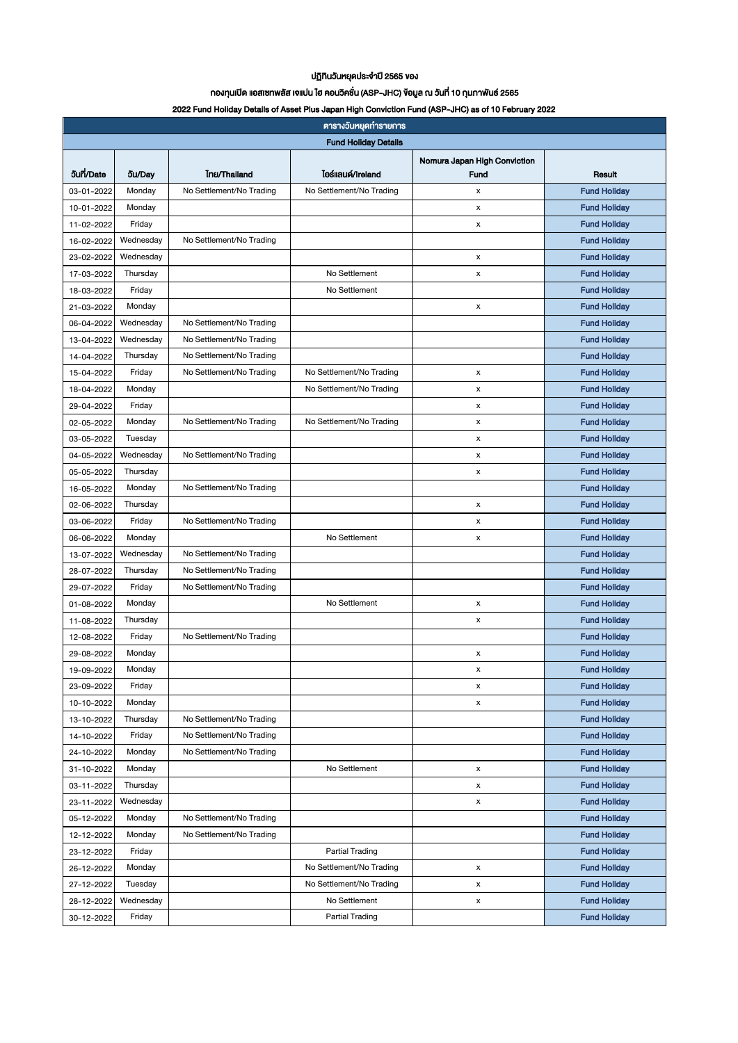ปฏิทินวันหยุดประจำปี 2565 ของ

กองทุนเปิด แอสเซทพลัส เจแปน ไฮ คอนวิคชั่น (ASP-JHC) ข้อมูล ณ วันที่ 10 กุมภาพันธ์ 2565

2022 Fund Holiday Details of Asset Plus Japan High Conviction Fund (ASP-JHC) as of 10 February 2022

| ตารางวันหยุดทำรายการ | | | | | |
|---|---|---|---|---|---|
| **Fund Holiday Details** | | | | | |
| **วันที่/Date** | **วัน/Day** | **ไทย/Thailand** | **ไอร์แลนด์/Ireland** | **Nomura Japan High Conviction Fund** | **Result** |
| 03-01-2022 | Monday | No Settlement/No Trading | No Settlement/No Trading | x | **Fund Holiday** |
| 10-01-2022 | Monday | | | x | **Fund Holiday** |
| 11-02-2022 | Friday | | | x | **Fund Holiday** |
| 16-02-2022 | Wednesday | No Settlement/No Trading | | | **Fund Holiday** |
| 23-02-2022 | Wednesday | | | x | **Fund Holiday** |
| 17-03-2022 | Thursday | | No Settlement | x | **Fund Holiday** |
| 18-03-2022 | Friday | | No Settlement | | **Fund Holiday** |
| 21-03-2022 | Monday | | | x | **Fund Holiday** |
| 06-04-2022 | Wednesday | No Settlement/No Trading | | | **Fund Holiday** |
| 13-04-2022 | Wednesday | No Settlement/No Trading | | | **Fund Holiday** |
| 14-04-2022 | Thursday | No Settlement/No Trading | | | **Fund Holiday** |
| 15-04-2022 | Friday | No Settlement/No Trading | No Settlement/No Trading | x | **Fund Holiday** |
| 18-04-2022 | Monday | | No Settlement/No Trading | x | **Fund Holiday** |
| 29-04-2022 | Friday | | | x | **Fund Holiday** |
| 02-05-2022 | Monday | No Settlement/No Trading | No Settlement/No Trading | x | **Fund Holiday** |
| 03-05-2022 | Tuesday | | | x | **Fund Holiday** |
| 04-05-2022 | Wednesday | No Settlement/No Trading | | x | **Fund Holiday** |
| 05-05-2022 | Thursday | | | x | **Fund Holiday** |
| 16-05-2022 | Monday | No Settlement/No Trading | | | **Fund Holiday** |
| 02-06-2022 | Thursday | | | x | **Fund Holiday** |
| 03-06-2022 | Friday | No Settlement/No Trading | | x | **Fund Holiday** |
| 06-06-2022 | Monday | | No Settlement | x | **Fund Holiday** |
| 13-07-2022 | Wednesday | No Settlement/No Trading | | | **Fund Holiday** |
| 28-07-2022 | Thursday | No Settlement/No Trading | | | **Fund Holiday** |
| 29-07-2022 | Friday | No Settlement/No Trading | | | **Fund Holiday** |
| 01-08-2022 | Monday | | No Settlement | x | **Fund Holiday** |
| 11-08-2022 | Thursday | | | x | **Fund Holiday** |
| 12-08-2022 | Friday | No Settlement/No Trading | | | **Fund Holiday** |
| 29-08-2022 | Monday | | | x | **Fund Holiday** |
| 19-09-2022 | Monday | | | x | **Fund Holiday** |
| 23-09-2022 | Friday | | | x | **Fund Holiday** |
| 10-10-2022 | Monday | | | x | **Fund Holiday** |
| 13-10-2022 | Thursday | No Settlement/No Trading | | | **Fund Holiday** |
| 14-10-2022 | Friday | No Settlement/No Trading | | | **Fund Holiday** |
| 24-10-2022 | Monday | No Settlement/No Trading | | | **Fund Holiday** |
| 31-10-2022 | Monday | | No Settlement | x | **Fund Holiday** |
| 03-11-2022 | Thursday | | | x | **Fund Holiday** |
| 23-11-2022 | Wednesday | | | x | **Fund Holiday** |
| 05-12-2022 | Monday | No Settlement/No Trading | | | **Fund Holiday** |
| 12-12-2022 | Monday | No Settlement/No Trading | | | **Fund Holiday** |
| 23-12-2022 | Friday | | Partial Trading | | **Fund Holiday** |
| 26-12-2022 | Monday | | No Settlement/No Trading | x | **Fund Holiday** |
| 27-12-2022 | Tuesday | | No Settlement/No Trading | x | **Fund Holiday** |
| 28-12-2022 | Wednesday | | No Settlement | x | **Fund Holiday** |
| 30-12-2022 | Friday | | Partial Trading | | **Fund Holiday** |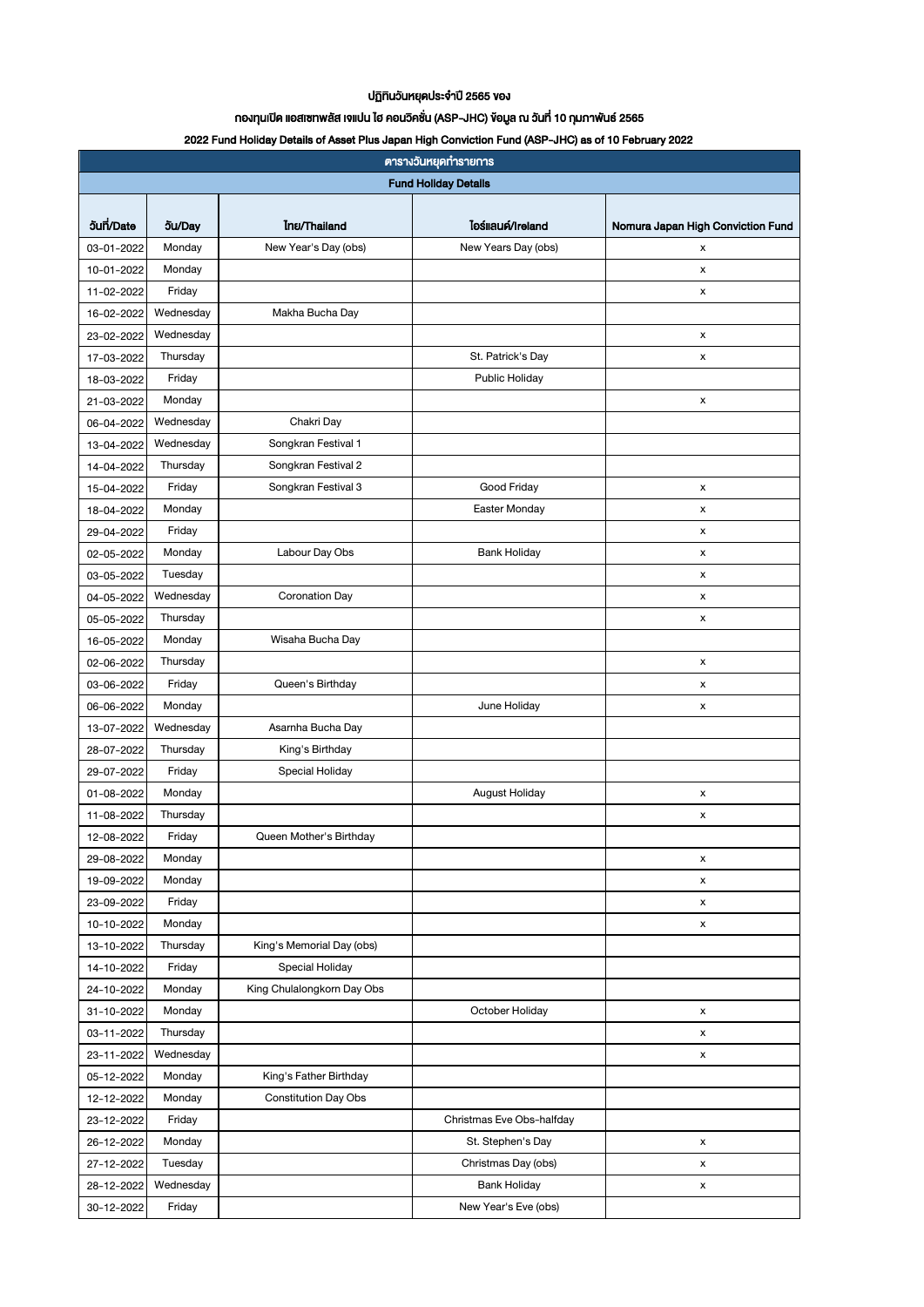ปฏิทินวันหยุดประจำปี 2565 ของ

กองทุนเปิด แอสเซทพลัส เจแปน ไฮ คอนวิคชั่น (ASP-JHC) ข้อมูล ณ วันที่ 10 กุมภาพันธ์ 2565

2022 Fund Holiday Details of Asset Plus Japan High Conviction Fund (ASP-JHC) as of 10 February 2022

| ตารางวันหยุดทำรายการ | | | | |
|---|---|---|---|---|
| **Fund Holiday Details** | | | | |
| **วันที่/Date** | **วัน/Day** | **ไทย/Thailand** | **ไอร์แลนด์/Ireland** | **Nomura Japan High Conviction Fund** |
| 03-01-2022 | Monday | New Year's Day (obs) | New Years Day (obs) | x |
| 10-01-2022 | Monday | | | x |
| 11-02-2022 | Friday | | | x |
| 16-02-2022 | Wednesday | Makha Bucha Day | | |
| 23-02-2022 | Wednesday | | | x |
| 17-03-2022 | Thursday | | St. Patrick's Day | x |
| 18-03-2022 | Friday | | Public Holiday | |
| 21-03-2022 | Monday | | | x |
| 06-04-2022 | Wednesday | Chakri Day | | |
| 13-04-2022 | Wednesday | Songkran Festival 1 | | |
| 14-04-2022 | Thursday | Songkran Festival 2 | | |
| 15-04-2022 | Friday | Songkran Festival 3 | Good Friday | x |
| 18-04-2022 | Monday | | Easter Monday | x |
| 29-04-2022 | Friday | | | x |
| 02-05-2022 | Monday | Labour Day Obs | Bank Holiday | x |
| 03-05-2022 | Tuesday | | | x |
| 04-05-2022 | Wednesday | Coronation Day | | x |
| 05-05-2022 | Thursday | | | x |
| 16-05-2022 | Monday | Wisaha Bucha Day | | |
| 02-06-2022 | Thursday | | | x |
| 03-06-2022 | Friday | Queen's Birthday | | x |
| 06-06-2022 | Monday | | June Holiday | x |
| 13-07-2022 | Wednesday | Asarnha Bucha Day | | |
| 28-07-2022 | Thursday | King's Birthday | | |
| 29-07-2022 | Friday | Special Holiday | | |
| 01-08-2022 | Monday | | August Holiday | x |
| 11-08-2022 | Thursday | | | x |
| 12-08-2022 | Friday | Queen Mother's Birthday | | |
| 29-08-2022 | Monday | | | x |
| 19-09-2022 | Monday | | | x |
| 23-09-2022 | Friday | | | x |
| 10-10-2022 | Monday | | | x |
| 13-10-2022 | Thursday | King's Memorial Day (obs) | | |
| 14-10-2022 | Friday | Special Holiday | | |
| 24-10-2022 | Monday | King Chulalongkorn Day Obs | | |
| 31-10-2022 | Monday | | October Holiday | x |
| 03-11-2022 | Thursday | | | x |
| 23-11-2022 | Wednesday | | | x |
| 05-12-2022 | Monday | King's Father Birthday | | |
| 12-12-2022 | Monday | Constitution Day Obs | | |
| 23-12-2022 | Friday | | Christmas Eve Obs-halfday | |
| 26-12-2022 | Monday | | St. Stephen's Day | x |
| 27-12-2022 | Tuesday | | Christmas Day (obs) | x |
| 28-12-2022 | Wednesday | | Bank Holiday | x |
| 30-12-2022 | Friday | | New Year's Eve (obs) | |